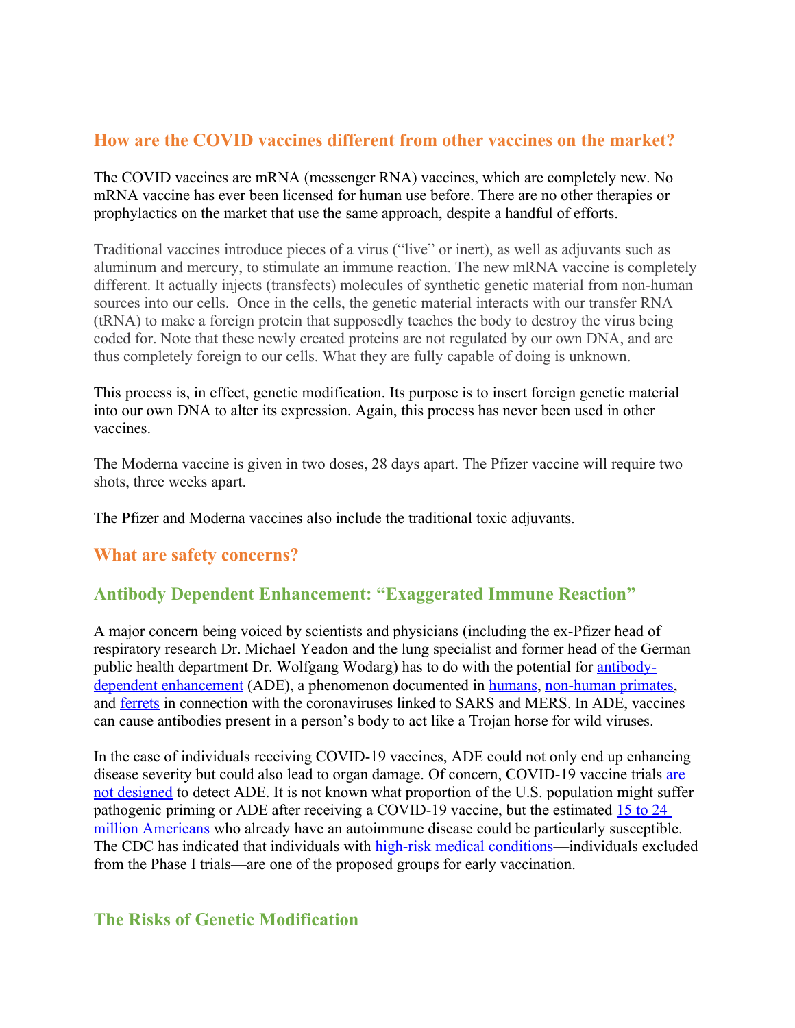## How are the COVID vaccines different from other vaccines on the market?

The COVID vaccines are mRNA (messenger RNA) vaccines, which are completely new. No mRNA vaccine has ever been licensed for human use before. There are no other therapies or prophylactics on the market that use the same approach, despite a handful of efforts.

Traditional vaccines introduce pieces of a virus ("live" or inert), as well as adjuvants such as aluminum and mercury, to stimulate an immune reaction. The new mRNA vaccine is completely different. It actually injects (transfects) molecules of synthetic genetic material from non-human sources into our cells. Once in the cells, the genetic material interacts with our transfer RNA (tRNA) to make a foreign protein that supposedly teaches the body to destroy the virus being coded for. Note that these newly created proteins are not regulated by our own DNA, and are thus completely foreign to our cells. What they are fully capable of doing is unknown.

This process is, in effect, genetic modification. Its purpose is to insert foreign genetic material into our own DNA to alter its expression. Again, this process has never been used in other vaccines.

The Moderna vaccine is given in two doses, 28 days apart. The Pfizer vaccine will require two shots, three weeks apart.

The Pfizer and Moderna vaccines also include the traditional toxic adjuvants.

## What are safety concerns?

### Antibody Dependent Enhancement: "Exaggerated Immune Reaction"

A major concern being voiced by scientists and physicians (including the ex-Pfizer head of respiratory research Dr. Michael Yeadon and the lung specialist and former head of the German public health department Dr. Wolfgang Wodarg) has to do with the potential for antibody-dependent enhancement (ADE), a phenomenon documented in humans, non-human primates, and ferrets in connection with the coronaviruses linked to SARS and MERS. In ADE, vaccines can cause antibodies present in a person's body to act like a Trojan horse for wild viruses.

In the case of individuals receiving COVID-19 vaccines, ADE could not only end up enhancing disease severity but could also lead to organ damage. Of concern, COVID-19 vaccine trials are not designed to detect ADE. It is not known what proportion of the U.S. population might suffer pathogenic priming or ADE after receiving a COVID-19 vaccine, but the estimated 15 to 24 million Americans who already have an autoimmune disease could be particularly susceptible. The CDC has indicated that individuals with high-risk medical conditions—individuals excluded from the Phase I trials—are one of the proposed groups for early vaccination.

### The Risks of Genetic Modification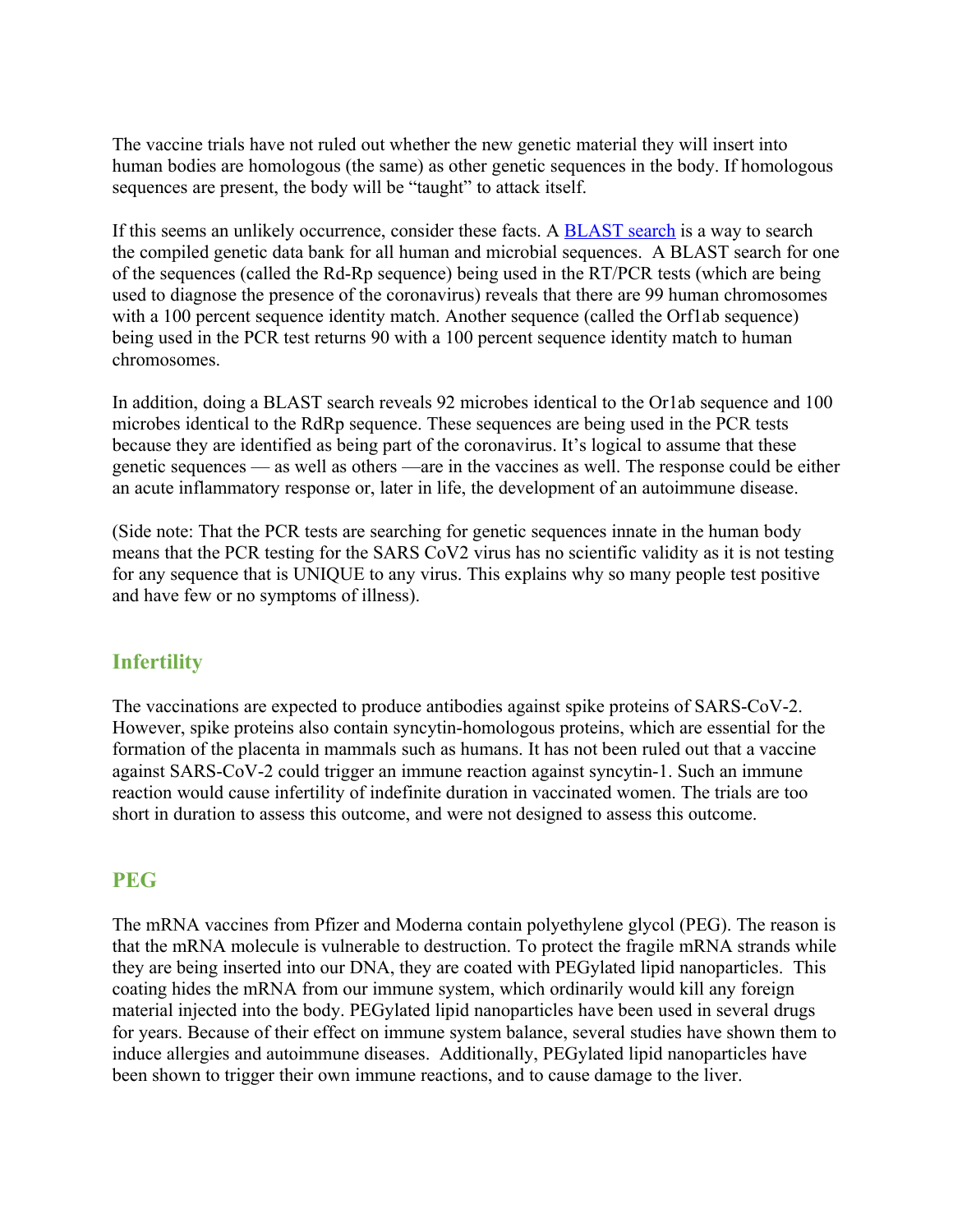The vaccine trials have not ruled out whether the new genetic material they will insert into human bodies are homologous (the same) as other genetic sequences in the body. If homologous sequences are present, the body will be "taught" to attack itself.

If this seems an unlikely occurrence, consider these facts. A [BLAST search]() is a way to search the compiled genetic data bank for all human and microbial sequences. A BLAST search for one of the sequences (called the Rd-Rp sequence) being used in the RT/PCR tests (which are being used to diagnose the presence of the coronavirus) reveals that there are 99 human chromosomes with a 100 percent sequence identity match. Another sequence (called the Orf1ab sequence) being used in the PCR test returns 90 with a 100 percent sequence identity match to human chromosomes.

In addition, doing a BLAST search reveals 92 microbes identical to the Or1ab sequence and 100 microbes identical to the RdRp sequence. These sequences are being used in the PCR tests because they are identified as being part of the coronavirus. It's logical to assume that these genetic sequences — as well as others —are in the vaccines as well. The response could be either an acute inflammatory response or, later in life, the development of an autoimmune disease.

(Side note: That the PCR tests are searching for genetic sequences innate in the human body means that the PCR testing for the SARS CoV2 virus has no scientific validity as it is not testing for any sequence that is UNIQUE to any virus. This explains why so many people test positive and have few or no symptoms of illness).

## Infertility

The vaccinations are expected to produce antibodies against spike proteins of SARS-CoV-2. However, spike proteins also contain syncytin-homologous proteins, which are essential for the formation of the placenta in mammals such as humans. It has not been ruled out that a vaccine against SARS-CoV-2 could trigger an immune reaction against syncytin-1. Such an immune reaction would cause infertility of indefinite duration in vaccinated women. The trials are too short in duration to assess this outcome, and were not designed to assess this outcome.

## PEG

The mRNA vaccines from Pfizer and Moderna contain polyethylene glycol (PEG). The reason is that the mRNA molecule is vulnerable to destruction. To protect the fragile mRNA strands while they are being inserted into our DNA, they are coated with PEGylated lipid nanoparticles. This coating hides the mRNA from our immune system, which ordinarily would kill any foreign material injected into the body. PEGylated lipid nanoparticles have been used in several drugs for years. Because of their effect on immune system balance, several studies have shown them to induce allergies and autoimmune diseases. Additionally, PEGylated lipid nanoparticles have been shown to trigger their own immune reactions, and to cause damage to the liver.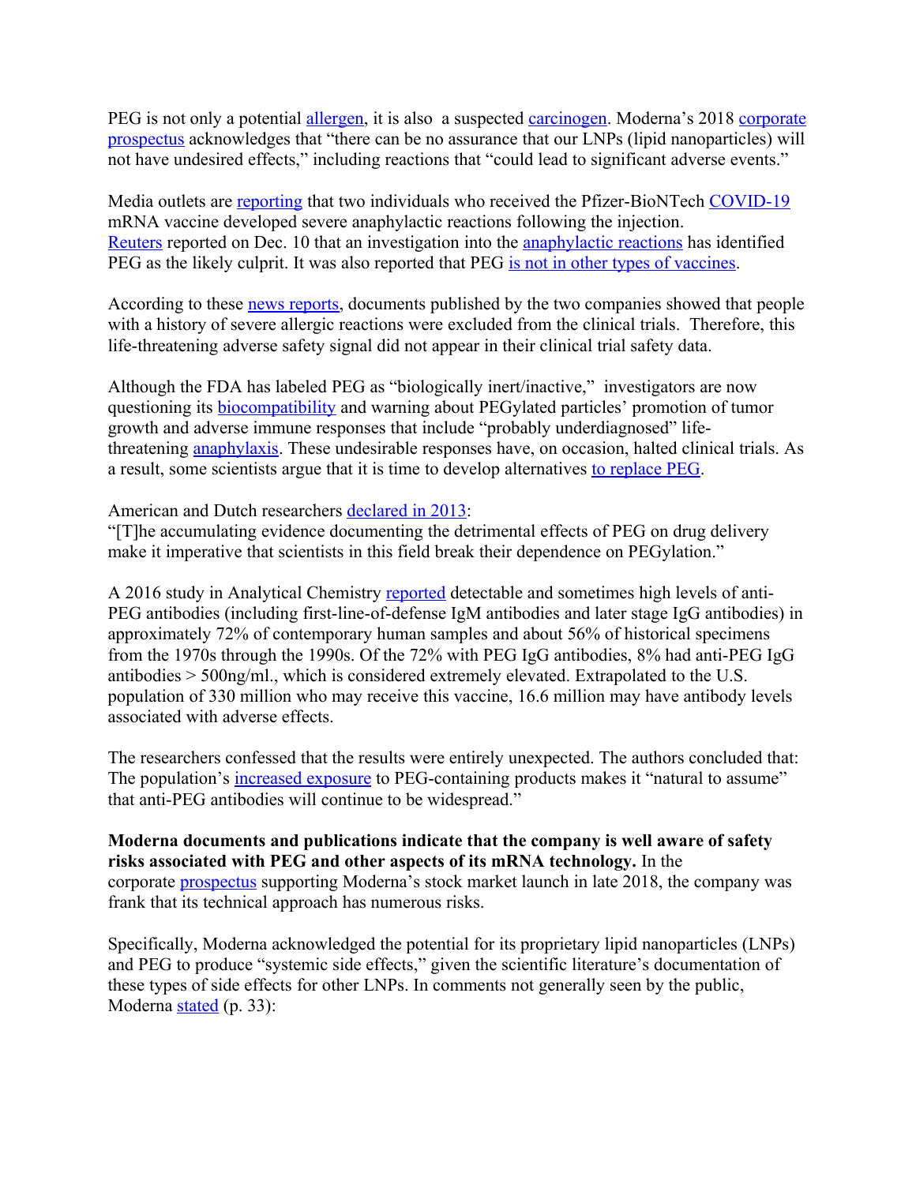PEG is not only a potential allergen, it is also a suspected carcinogen. Moderna's 2018 corporate prospectus acknowledges that "there can be no assurance that our LNPs (lipid nanoparticles) will not have undesired effects," including reactions that "could lead to significant adverse events."

Media outlets are reporting that two individuals who received the Pfizer-BioNTech COVID-19 mRNA vaccine developed severe anaphylactic reactions following the injection. Reuters reported on Dec. 10 that an investigation into the anaphylactic reactions has identified PEG as the likely culprit. It was also reported that PEG is not in other types of vaccines.

According to these news reports, documents published by the two companies showed that people with a history of severe allergic reactions were excluded from the clinical trials. Therefore, this life-threatening adverse safety signal did not appear in their clinical trial safety data.

Although the FDA has labeled PEG as "biologically inert/inactive," investigators are now questioning its biocompatibility and warning about PEGylated particles' promotion of tumor growth and adverse immune responses that include "probably underdiagnosed" life-threatening anaphylaxis. These undesirable responses have, on occasion, halted clinical trials. As a result, some scientists argue that it is time to develop alternatives to replace PEG.

American and Dutch researchers declared in 2013:
"[T]he accumulating evidence documenting the detrimental effects of PEG on drug delivery make it imperative that scientists in this field break their dependence on PEGylation."

A 2016 study in Analytical Chemistry reported detectable and sometimes high levels of anti-PEG antibodies (including first-line-of-defense IgM antibodies and later stage IgG antibodies) in approximately 72% of contemporary human samples and about 56% of historical specimens from the 1970s through the 1990s. Of the 72% with PEG IgG antibodies, 8% had anti-PEG IgG antibodies > 500ng/ml., which is considered extremely elevated. Extrapolated to the U.S. population of 330 million who may receive this vaccine, 16.6 million may have antibody levels associated with adverse effects.

The researchers confessed that the results were entirely unexpected. The authors concluded that: The population's increased exposure to PEG-containing products makes it "natural to assume" that anti-PEG antibodies will continue to be widespread."

**Moderna documents and publications indicate that the company is well aware of safety risks associated with PEG and other aspects of its mRNA technology.** In the corporate prospectus supporting Moderna's stock market launch in late 2018, the company was frank that its technical approach has numerous risks.

Specifically, Moderna acknowledged the potential for its proprietary lipid nanoparticles (LNPs) and PEG to produce "systemic side effects," given the scientific literature's documentation of these types of side effects for other LNPs. In comments not generally seen by the public, Moderna stated (p. 33):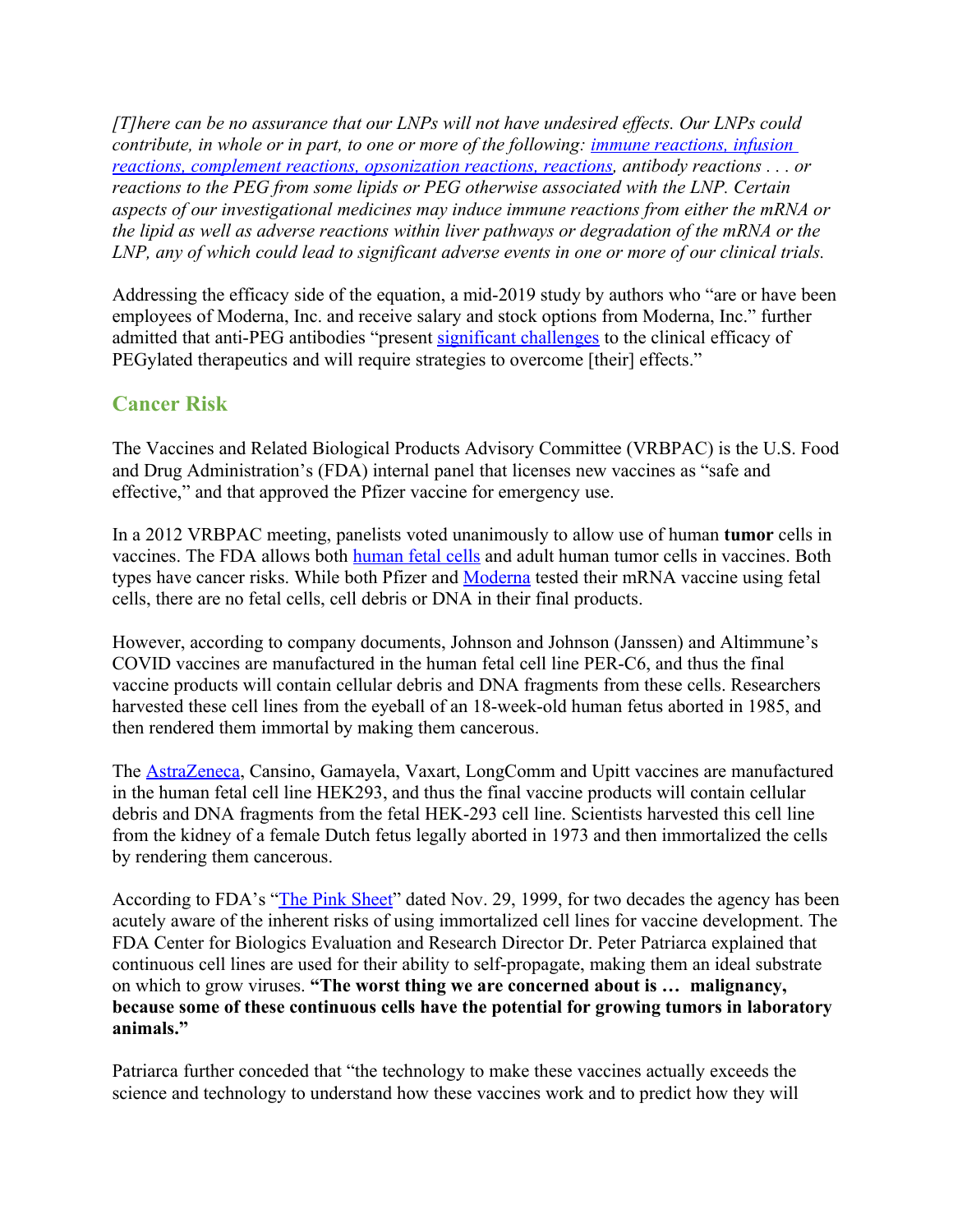*[T]here can be no assurance that our LNPs will not have undesired effects. Our LNPs could contribute, in whole or in part, to one or more of the following: immune reactions, infusion reactions, complement reactions, opsonization reactions, reactions, antibody reactions . . . or reactions to the PEG from some lipids or PEG otherwise associated with the LNP. Certain aspects of our investigational medicines may induce immune reactions from either the mRNA or the lipid as well as adverse reactions within liver pathways or degradation of the mRNA or the LNP, any of which could lead to significant adverse events in one or more of our clinical trials.*

Addressing the efficacy side of the equation, a mid-2019 study by authors who "are or have been employees of Moderna, Inc. and receive salary and stock options from Moderna, Inc." further admitted that anti-PEG antibodies "present significant challenges to the clinical efficacy of PEGylated therapeutics and will require strategies to overcome [their] effects."

## Cancer Risk

The Vaccines and Related Biological Products Advisory Committee (VRBPAC) is the U.S. Food and Drug Administration's (FDA) internal panel that licenses new vaccines as "safe and effective," and that approved the Pfizer vaccine for emergency use.

In a 2012 VRBPAC meeting, panelists voted unanimously to allow use of human **tumor** cells in vaccines. The FDA allows both human fetal cells and adult human tumor cells in vaccines. Both types have cancer risks. While both Pfizer and Moderna tested their mRNA vaccine using fetal cells, there are no fetal cells, cell debris or DNA in their final products.

However, according to company documents, Johnson and Johnson (Janssen) and Altimmune's COVID vaccines are manufactured in the human fetal cell line PER-C6, and thus the final vaccine products will contain cellular debris and DNA fragments from these cells. Researchers harvested these cell lines from the eyeball of an 18-week-old human fetus aborted in 1985, and then rendered them immortal by making them cancerous.

The AstraZeneca, Cansino, Gamayela, Vaxart, LongComm and Upitt vaccines are manufactured in the human fetal cell line HEK293, and thus the final vaccine products will contain cellular debris and DNA fragments from the fetal HEK-293 cell line. Scientists harvested this cell line from the kidney of a female Dutch fetus legally aborted in 1973 and then immortalized the cells by rendering them cancerous.

According to FDA's "The Pink Sheet" dated Nov. 29, 1999, for two decades the agency has been acutely aware of the inherent risks of using immortalized cell lines for vaccine development. The FDA Center for Biologics Evaluation and Research Director Dr. Peter Patriarca explained that continuous cell lines are used for their ability to self-propagate, making them an ideal substrate on which to grow viruses. **"The worst thing we are concerned about is … malignancy, because some of these continuous cells have the potential for growing tumors in laboratory animals."**

Patriarca further conceded that "the technology to make these vaccines actually exceeds the science and technology to understand how these vaccines work and to predict how they will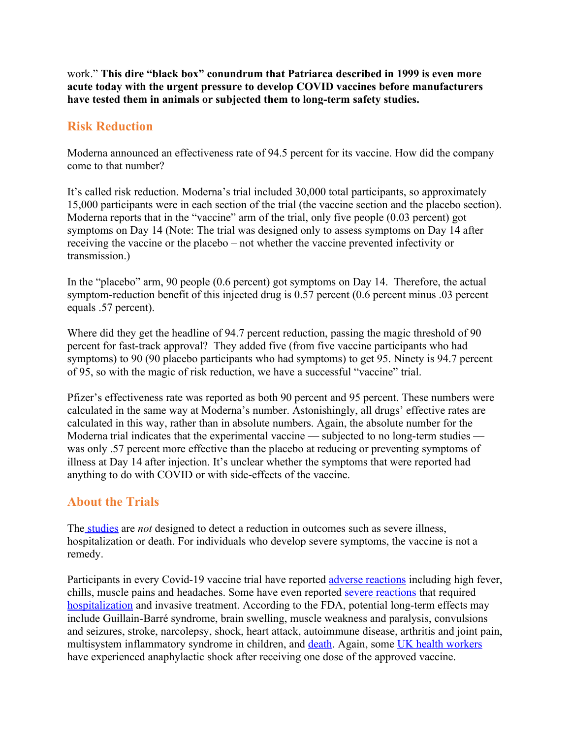work." **This dire "black box" conundrum that Patriarca described in 1999 is even more acute today with the urgent pressure to develop COVID vaccines before manufacturers have tested them in animals or subjected them to long-term safety studies.**

## Risk Reduction

Moderna announced an effectiveness rate of 94.5 percent for its vaccine. How did the company come to that number?

It's called risk reduction. Moderna's trial included 30,000 total participants, so approximately 15,000 participants were in each section of the trial (the vaccine section and the placebo section). Moderna reports that in the "vaccine" arm of the trial, only five people (0.03 percent) got symptoms on Day 14 (Note: The trial was designed only to assess symptoms on Day 14 after receiving the vaccine or the placebo – not whether the vaccine prevented infectivity or transmission.)

In the "placebo" arm, 90 people (0.6 percent) got symptoms on Day 14. Therefore, the actual symptom-reduction benefit of this injected drug is 0.57 percent (0.6 percent minus .03 percent equals .57 percent).

Where did they get the headline of 94.7 percent reduction, passing the magic threshold of 90 percent for fast-track approval? They added five (from five vaccine participants who had symptoms) to 90 (90 placebo participants who had symptoms) to get 95. Ninety is 94.7 percent of 95, so with the magic of risk reduction, we have a successful "vaccine" trial.

Pfizer's effectiveness rate was reported as both 90 percent and 95 percent. These numbers were calculated in the same way at Moderna's number. Astonishingly, all drugs' effective rates are calculated in this way, rather than in absolute numbers. Again, the absolute number for the Moderna trial indicates that the experimental vaccine — subjected to no long-term studies — was only .57 percent more effective than the placebo at reducing or preventing symptoms of illness at Day 14 after injection. It's unclear whether the symptoms that were reported had anything to do with COVID or with side-effects of the vaccine.

## About the Trials

The studies are *not* designed to detect a reduction in outcomes such as severe illness, hospitalization or death. For individuals who develop severe symptoms, the vaccine is not a remedy.

Participants in every Covid-19 vaccine trial have reported adverse reactions including high fever, chills, muscle pains and headaches. Some have even reported severe reactions that required hospitalization and invasive treatment. According to the FDA, potential long-term effects may include Guillain-Barré syndrome, brain swelling, muscle weakness and paralysis, convulsions and seizures, stroke, narcolepsy, shock, heart attack, autoimmune disease, arthritis and joint pain, multisystem inflammatory syndrome in children, and death. Again, some UK health workers have experienced anaphylactic shock after receiving one dose of the approved vaccine.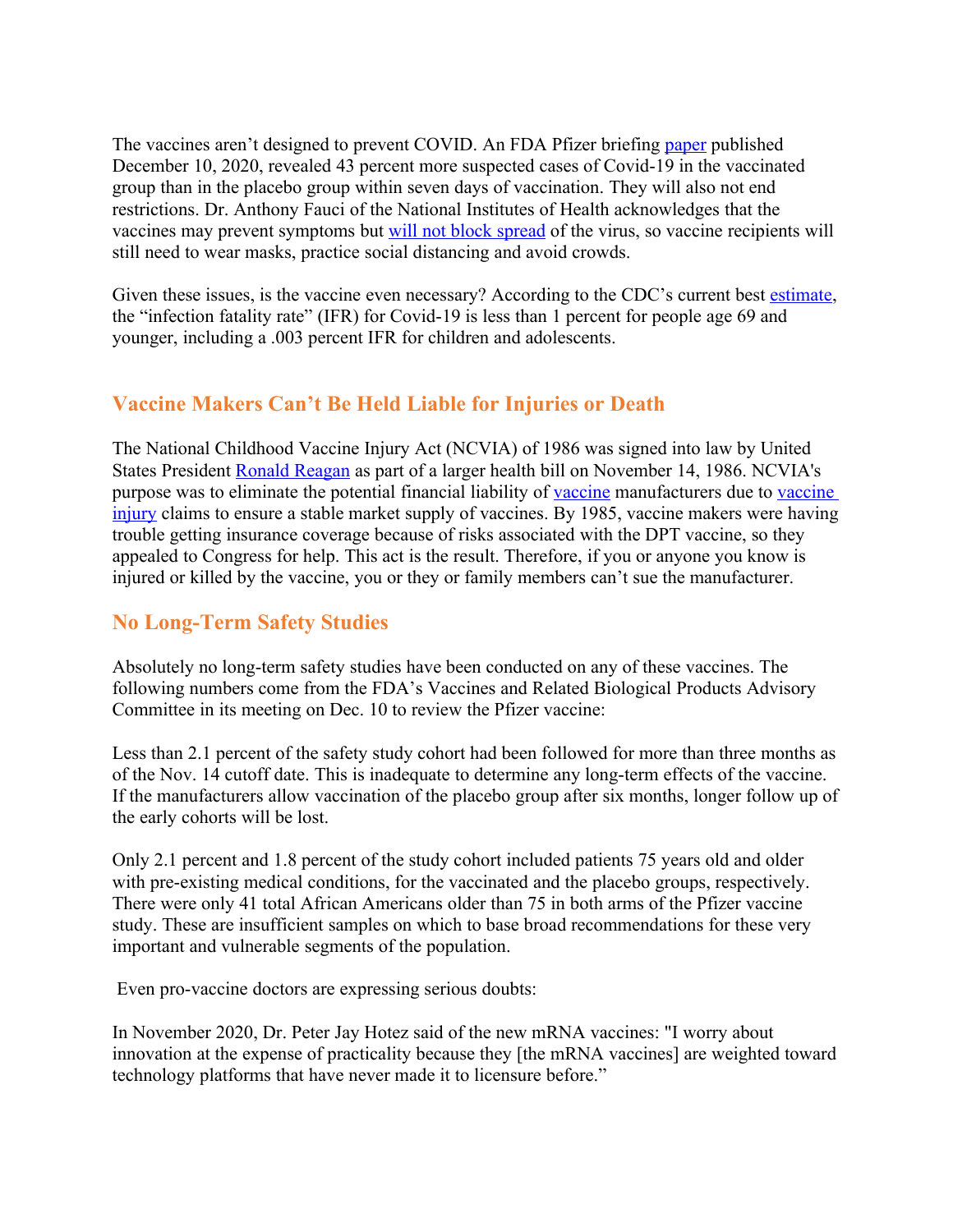The vaccines aren't designed to prevent COVID. An FDA Pfizer briefing paper published December 10, 2020, revealed 43 percent more suspected cases of Covid-19 in the vaccinated group than in the placebo group within seven days of vaccination. They will also not end restrictions. Dr. Anthony Fauci of the National Institutes of Health acknowledges that the vaccines may prevent symptoms but will not block spread of the virus, so vaccine recipients will still need to wear masks, practice social distancing and avoid crowds.

Given these issues, is the vaccine even necessary? According to the CDC's current best estimate, the "infection fatality rate" (IFR) for Covid-19 is less than 1 percent for people age 69 and younger, including a .003 percent IFR for children and adolescents.

## Vaccine Makers Can't Be Held Liable for Injuries or Death

The National Childhood Vaccine Injury Act (NCVIA) of 1986 was signed into law by United States President Ronald Reagan as part of a larger health bill on November 14, 1986. NCVIA's purpose was to eliminate the potential financial liability of vaccine manufacturers due to vaccine injury claims to ensure a stable market supply of vaccines. By 1985, vaccine makers were having trouble getting insurance coverage because of risks associated with the DPT vaccine, so they appealed to Congress for help. This act is the result. Therefore, if you or anyone you know is injured or killed by the vaccine, you or they or family members can't sue the manufacturer.

## No Long-Term Safety Studies

Absolutely no long-term safety studies have been conducted on any of these vaccines. The following numbers come from the FDA's Vaccines and Related Biological Products Advisory Committee in its meeting on Dec. 10 to review the Pfizer vaccine:

Less than 2.1 percent of the safety study cohort had been followed for more than three months as of the Nov. 14 cutoff date. This is inadequate to determine any long-term effects of the vaccine. If the manufacturers allow vaccination of the placebo group after six months, longer follow up of the early cohorts will be lost.

Only 2.1 percent and 1.8 percent of the study cohort included patients 75 years old and older with pre-existing medical conditions, for the vaccinated and the placebo groups, respectively. There were only 41 total African Americans older than 75 in both arms of the Pfizer vaccine study. These are insufficient samples on which to base broad recommendations for these very important and vulnerable segments of the population.

Even pro-vaccine doctors are expressing serious doubts:

In November 2020, Dr. Peter Jay Hotez said of the new mRNA vaccines: "I worry about innovation at the expense of practicality because they [the mRNA vaccines] are weighted toward technology platforms that have never made it to licensure before."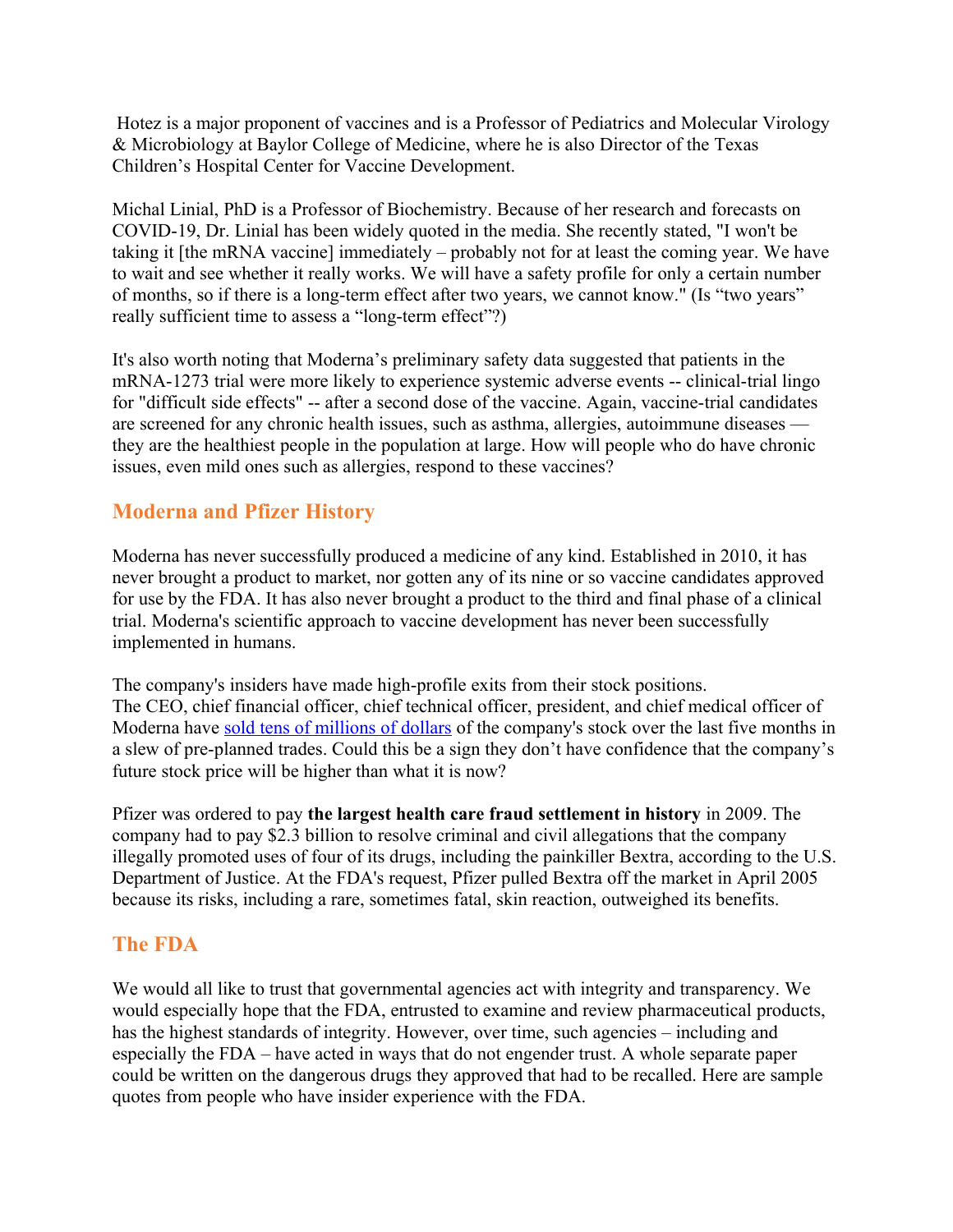Hotez is a major proponent of vaccines and is a Professor of Pediatrics and Molecular Virology & Microbiology at Baylor College of Medicine, where he is also Director of the Texas Children's Hospital Center for Vaccine Development.

Michal Linial, PhD is a Professor of Biochemistry. Because of her research and forecasts on COVID-19, Dr. Linial has been widely quoted in the media. She recently stated, "I won't be taking it [the mRNA vaccine] immediately – probably not for at least the coming year. We have to wait and see whether it really works. We will have a safety profile for only a certain number of months, so if there is a long-term effect after two years, we cannot know." (Is "two years" really sufficient time to assess a "long-term effect"?)

It's also worth noting that Moderna's preliminary safety data suggested that patients in the mRNA-1273 trial were more likely to experience systemic adverse events -- clinical-trial lingo for "difficult side effects" -- after a second dose of the vaccine. Again, vaccine-trial candidates are screened for any chronic health issues, such as asthma, allergies, autoimmune diseases — they are the healthiest people in the population at large. How will people who do have chronic issues, even mild ones such as allergies, respond to these vaccines?

## Moderna and Pfizer History

Moderna has never successfully produced a medicine of any kind. Established in 2010, it has never brought a product to market, nor gotten any of its nine or so vaccine candidates approved for use by the FDA. It has also never brought a product to the third and final phase of a clinical trial. Moderna's scientific approach to vaccine development has never been successfully implemented in humans.

The company's insiders have made high-profile exits from their stock positions. The CEO, chief financial officer, chief technical officer, president, and chief medical officer of Moderna have sold tens of millions of dollars of the company's stock over the last five months in a slew of pre-planned trades. Could this be a sign they don't have confidence that the company's future stock price will be higher than what it is now?

Pfizer was ordered to pay **the largest health care fraud settlement in history** in 2009. The company had to pay $2.3 billion to resolve criminal and civil allegations that the company illegally promoted uses of four of its drugs, including the painkiller Bextra, according to the U.S. Department of Justice. At the FDA's request, Pfizer pulled Bextra off the market in April 2005 because its risks, including a rare, sometimes fatal, skin reaction, outweighed its benefits.

## The FDA

We would all like to trust that governmental agencies act with integrity and transparency. We would especially hope that the FDA, entrusted to examine and review pharmaceutical products, has the highest standards of integrity. However, over time, such agencies – including and especially the FDA – have acted in ways that do not engender trust. A whole separate paper could be written on the dangerous drugs they approved that had to be recalled. Here are sample quotes from people who have insider experience with the FDA.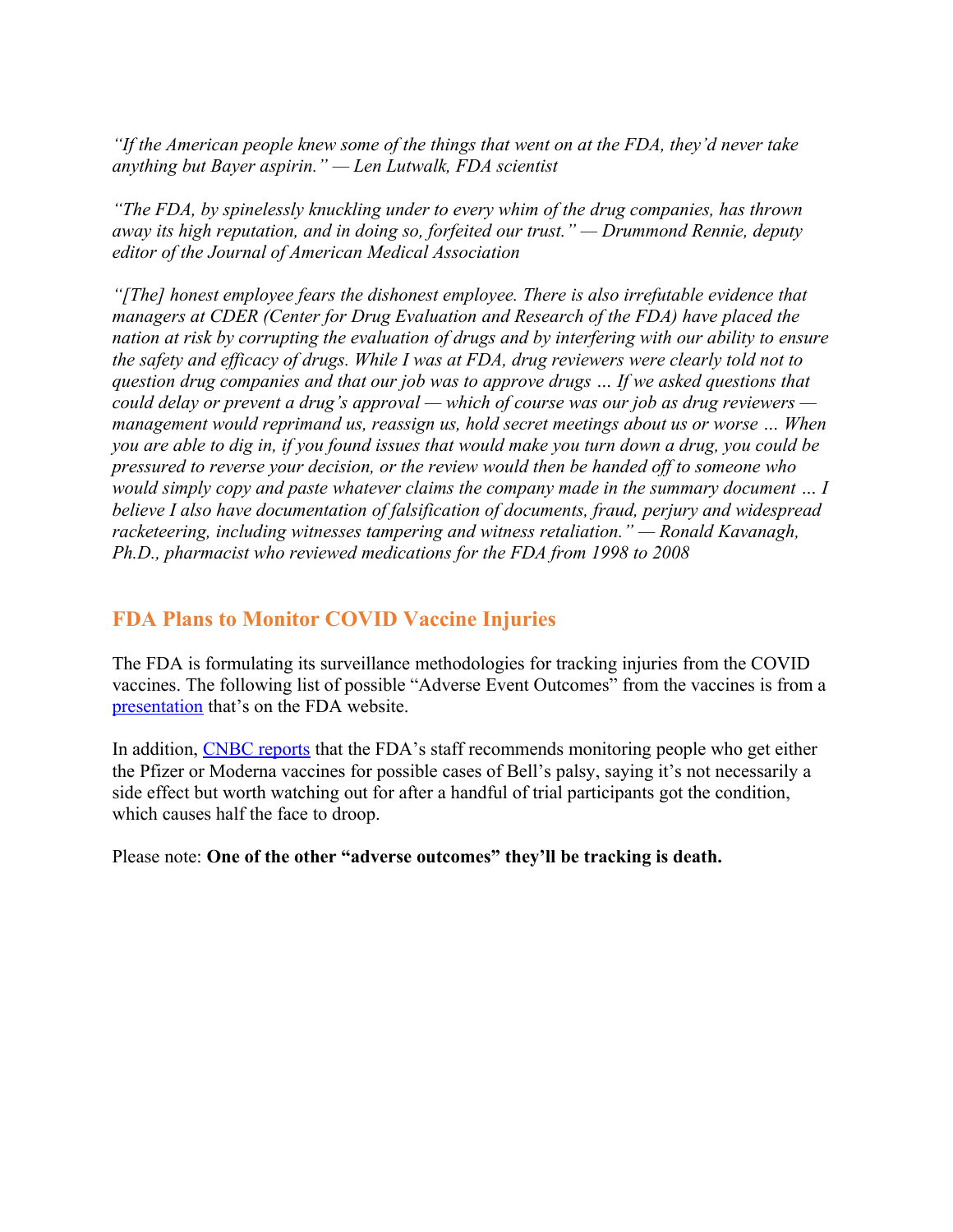*"If the American people knew some of the things that went on at the FDA, they'd never take anything but Bayer aspirin." — Len Lutwalk, FDA scientist*

*"The FDA, by spinelessly knuckling under to every whim of the drug companies, has thrown away its high reputation, and in doing so, forfeited our trust." — Drummond Rennie, deputy editor of the Journal of American Medical Association*

*"[The] honest employee fears the dishonest employee. There is also irrefutable evidence that managers at CDER (Center for Drug Evaluation and Research of the FDA) have placed the nation at risk by corrupting the evaluation of drugs and by interfering with our ability to ensure the safety and efficacy of drugs. While I was at FDA, drug reviewers were clearly told not to question drug companies and that our job was to approve drugs … If we asked questions that could delay or prevent a drug's approval — which of course was our job as drug reviewers — management would reprimand us, reassign us, hold secret meetings about us or worse … When you are able to dig in, if you found issues that would make you turn down a drug, you could be pressured to reverse your decision, or the review would then be handed off to someone who would simply copy and paste whatever claims the company made in the summary document … I believe I also have documentation of falsification of documents, fraud, perjury and widespread racketeering, including witnesses tampering and witness retaliation." — Ronald Kavanagh, Ph.D., pharmacist who reviewed medications for the FDA from 1998 to 2008*

## FDA Plans to Monitor COVID Vaccine Injuries

The FDA is formulating its surveillance methodologies for tracking injuries from the COVID vaccines. The following list of possible "Adverse Event Outcomes" from the vaccines is from a presentation that's on the FDA website.

In addition, CNBC reports that the FDA's staff recommends monitoring people who get either the Pfizer or Moderna vaccines for possible cases of Bell's palsy, saying it's not necessarily a side effect but worth watching out for after a handful of trial participants got the condition, which causes half the face to droop.

Please note: **One of the other "adverse outcomes" they'll be tracking is death.**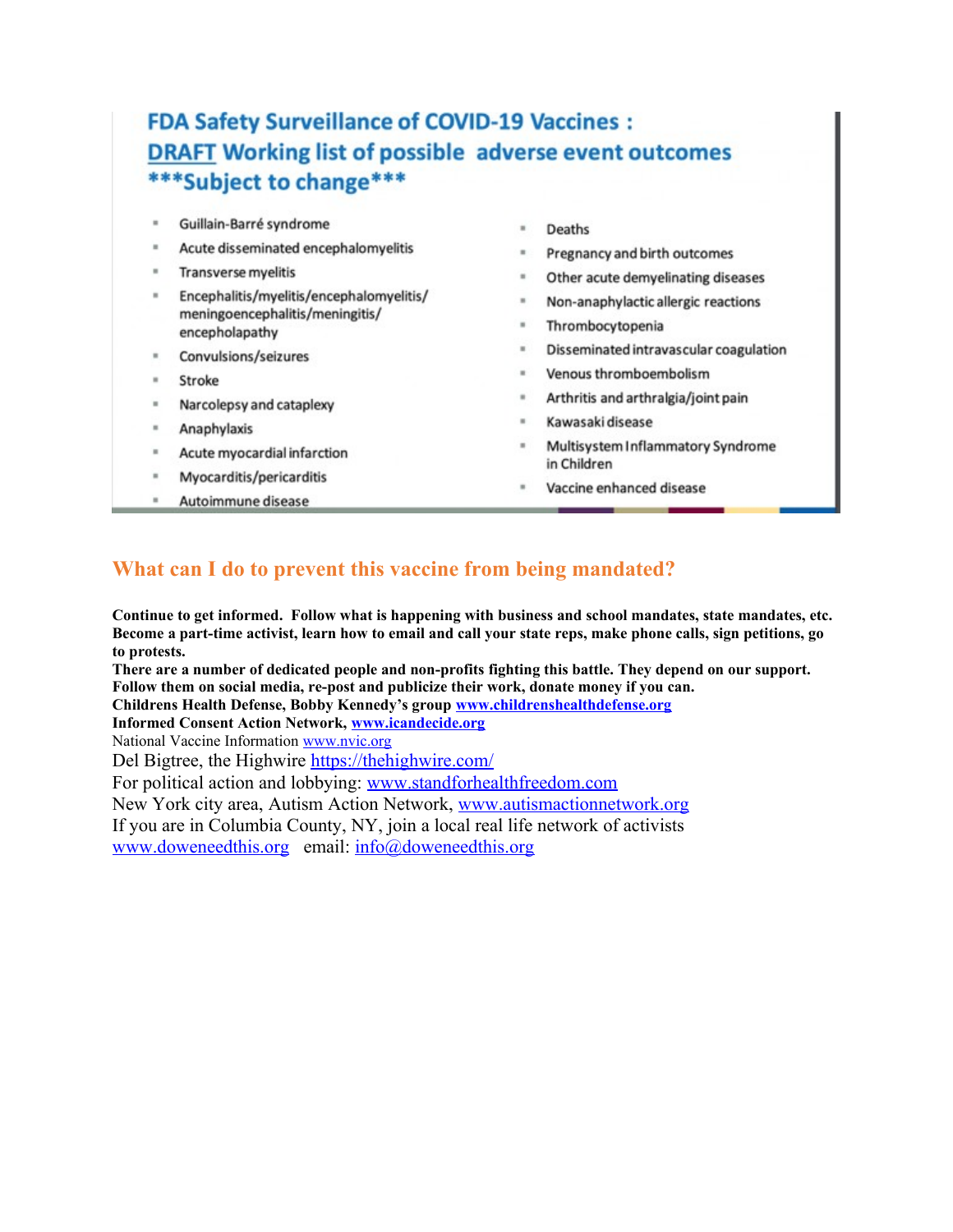## FDA Safety Surveillance of COVID-19 Vaccines : DRAFT Working list of possible adverse event outcomes ***Subject to change***

- Guillain-Barré syndrome
- Acute disseminated encephalomyelitis
- Transverse myelitis
- Encephalitis/myelitis/encephalomyelitis/ meningoencephalitis/meningitis/ encepholapathy
- Convulsions/seizures
- Stroke
- Narcolepsy and cataplexy
- Anaphylaxis
- Acute myocardial infarction
- Myocarditis/pericarditis
- Autoimmune disease
- Deaths
- Pregnancy and birth outcomes
- Other acute demyelinating diseases
- Non-anaphylactic allergic reactions
- Thrombocytopenia
- Disseminated intravascular coagulation
- Venous thromboembolism
- Arthritis and arthralgia/joint pain
- Kawasaki disease
- Multisystem Inflammatory Syndrome in Children
- Vaccine enhanced disease

## What can I do to prevent this vaccine from being mandated?

**Continue to get informed. Follow what is happening with business and school mandates, state mandates, etc. Become a part-time activist, learn how to email and call your state reps, make phone calls, sign petitions, go to protests.**

**There are a number of dedicated people and non-profits fighting this battle. They depend on our support. Follow them on social media, re-post and publicize their work, donate money if you can.**

**Childrens Health Defense, Bobby Kennedy's group www.childrenshealthdefense.org**

**Informed Consent Action Network, www.icandecide.org**

National Vaccine Information www.nvic.org

Del Bigtree, the Highwire https://thehighwire.com/

For political action and lobbying: www.standforhealthfreedom.com

New York city area, Autism Action Network, www.autismactionnetwork.org

If you are in Columbia County, NY, join a local real life network of activists www.doweneedthis.org email: info@doweneedthis.org